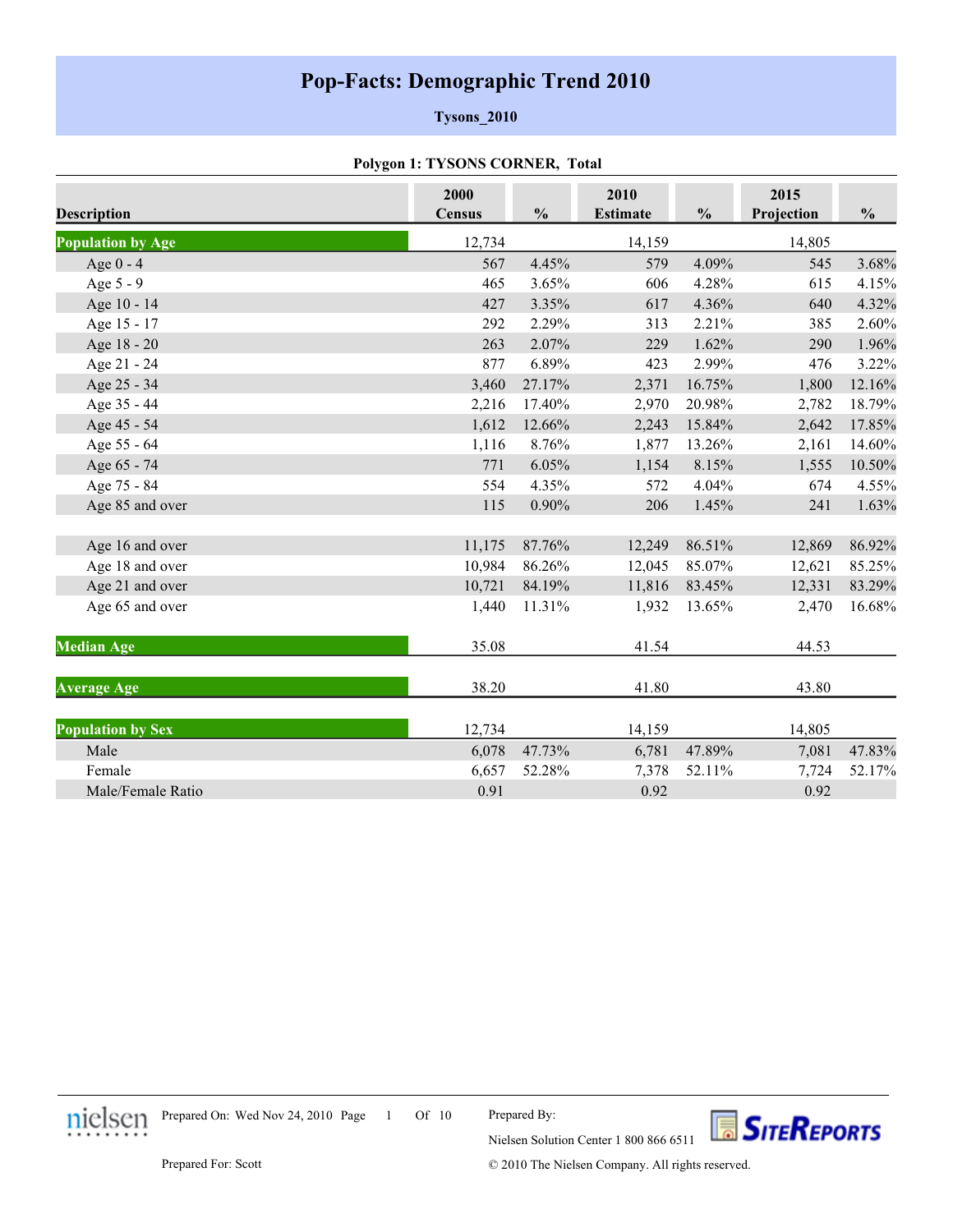# Pop-Facts: Demographic Trend 2010

**Tysons_2010**

**Polygon 1: TYSONS CORNER, Total**

| Description | 2000 Census | % | 2010 Estimate | % | 2015 Projection | % |
|---|---|---|---|---|---|---|
| **Population by Age** | 12,734 | | 14,159 | | 14,805 | |
| Age 0 - 4 | 567 | 4.45% | 579 | 4.09% | 545 | 3.68% |
| Age 5 - 9 | 465 | 3.65% | 606 | 4.28% | 615 | 4.15% |
| Age 10 - 14 | 427 | 3.35% | 617 | 4.36% | 640 | 4.32% |
| Age 15 - 17 | 292 | 2.29% | 313 | 2.21% | 385 | 2.60% |
| Age 18 - 20 | 263 | 2.07% | 229 | 1.62% | 290 | 1.96% |
| Age 21 - 24 | 877 | 6.89% | 423 | 2.99% | 476 | 3.22% |
| Age 25 - 34 | 3,460 | 27.17% | 2,371 | 16.75% | 1,800 | 12.16% |
| Age 35 - 44 | 2,216 | 17.40% | 2,970 | 20.98% | 2,782 | 18.79% |
| Age 45 - 54 | 1,612 | 12.66% | 2,243 | 15.84% | 2,642 | 17.85% |
| Age 55 - 64 | 1,116 | 8.76% | 1,877 | 13.26% | 2,161 | 14.60% |
| Age 65 - 74 | 771 | 6.05% | 1,154 | 8.15% | 1,555 | 10.50% |
| Age 75 - 84 | 554 | 4.35% | 572 | 4.04% | 674 | 4.55% |
| Age 85 and over | 115 | 0.90% | 206 | 1.45% | 241 | 1.63% |
| | | | | | | |
| Age 16 and over | 11,175 | 87.76% | 12,249 | 86.51% | 12,869 | 86.92% |
| Age 18 and over | 10,984 | 86.26% | 12,045 | 85.07% | 12,621 | 85.25% |
| Age 21 and over | 10,721 | 84.19% | 11,816 | 83.45% | 12,331 | 83.29% |
| Age 65 and over | 1,440 | 11.31% | 1,932 | 13.65% | 2,470 | 16.68% |
| **Median Age** | 35.08 | | 41.54 | | 44.53 | |
| **Average Age** | 38.20 | | 41.80 | | 43.80 | |
| **Population by Sex** | 12,734 | | 14,159 | | 14,805 | |
| Male | 6,078 | 47.73% | 6,781 | 47.89% | 7,081 | 47.83% |
| Female | 6,657 | 52.28% | 7,378 | 52.11% | 7,724 | 52.17% |
| Male/Female Ratio | 0.91 | | 0.92 | | 0.92 | |

Prepared On: Wed Nov 24, 2010

Prepared By: Nielsen Solution Center 1 800 866 6511

Prepared For: Scott

© 2010 The Nielsen Company. All rights reserved.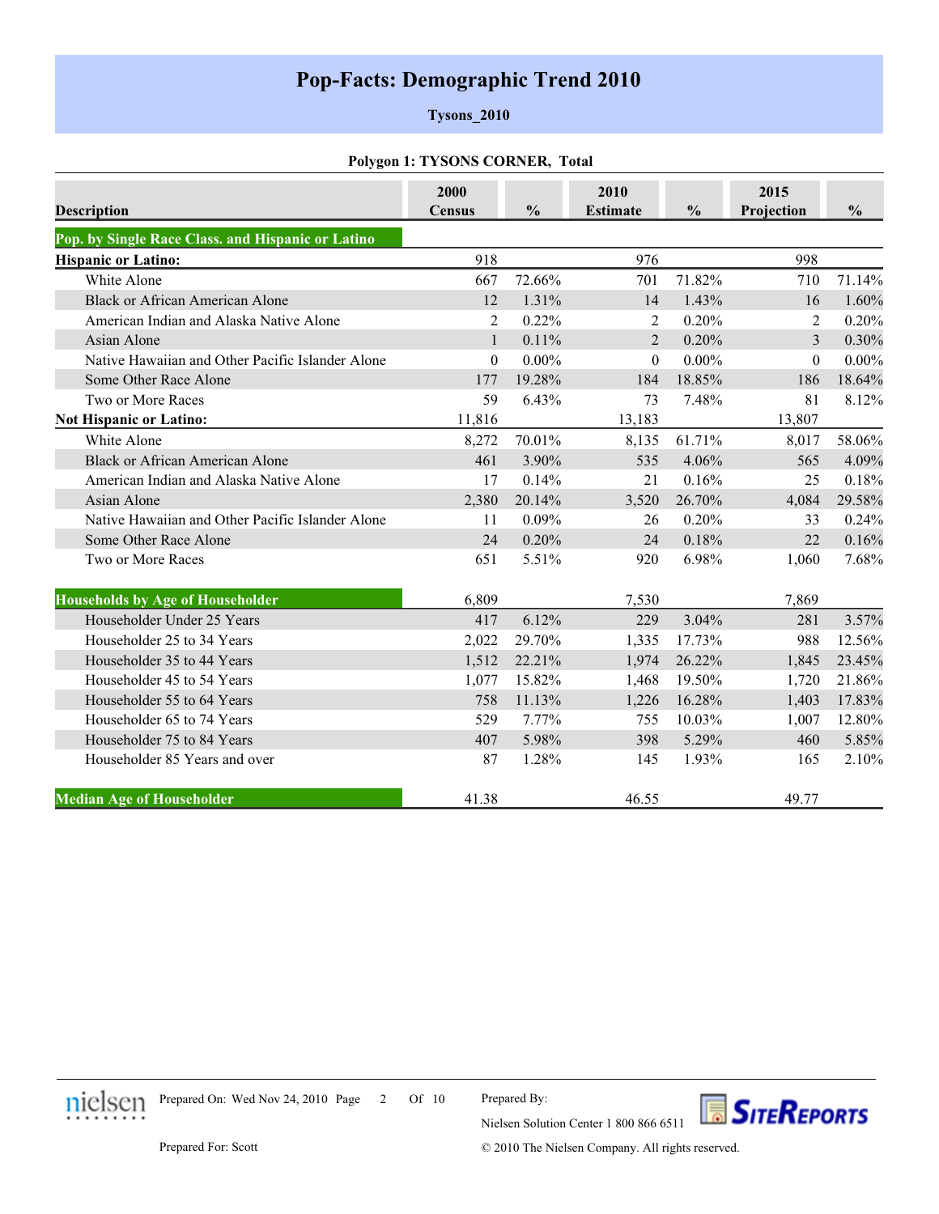# Pop-Facts: Demographic Trend 2010

**Tysons_2010**

**Polygon 1: TYSONS CORNER, Total**

| Description | 2000 Census | % | 2010 Estimate | % | 2015 Projection | % |
|---|---|---|---|---|---|---|
| **Pop. by Single Race Class. and Hispanic or Latino** | | | | | | |
| **Hispanic or Latino:** | 918 | | 976 | | 998 | |
| White Alone | 667 | 72.66% | 701 | 71.82% | 710 | 71.14% |
| Black or African American Alone | 12 | 1.31% | 14 | 1.43% | 16 | 1.60% |
| American Indian and Alaska Native Alone | 2 | 0.22% | 2 | 0.20% | 2 | 0.20% |
| Asian Alone | 1 | 0.11% | 2 | 0.20% | 3 | 0.30% |
| Native Hawaiian and Other Pacific Islander Alone | 0 | 0.00% | 0 | 0.00% | 0 | 0.00% |
| Some Other Race Alone | 177 | 19.28% | 184 | 18.85% | 186 | 18.64% |
| Two or More Races | 59 | 6.43% | 73 | 7.48% | 81 | 8.12% |
| **Not Hispanic or Latino:** | 11,816 | | 13,183 | | 13,807 | |
| White Alone | 8,272 | 70.01% | 8,135 | 61.71% | 8,017 | 58.06% |
| Black or African American Alone | 461 | 3.90% | 535 | 4.06% | 565 | 4.09% |
| American Indian and Alaska Native Alone | 17 | 0.14% | 21 | 0.16% | 25 | 0.18% |
| Asian Alone | 2,380 | 20.14% | 3,520 | 26.70% | 4,084 | 29.58% |
| Native Hawaiian and Other Pacific Islander Alone | 11 | 0.09% | 26 | 0.20% | 33 | 0.24% |
| Some Other Race Alone | 24 | 0.20% | 24 | 0.18% | 22 | 0.16% |
| Two or More Races | 651 | 5.51% | 920 | 6.98% | 1,060 | 7.68% |
| **Households by Age of Householder** | 6,809 | | 7,530 | | 7,869 | |
| Householder Under 25 Years | 417 | 6.12% | 229 | 3.04% | 281 | 3.57% |
| Householder 25 to 34 Years | 2,022 | 29.70% | 1,335 | 17.73% | 988 | 12.56% |
| Householder 35 to 44 Years | 1,512 | 22.21% | 1,974 | 26.22% | 1,845 | 23.45% |
| Householder 45 to 54 Years | 1,077 | 15.82% | 1,468 | 19.50% | 1,720 | 21.86% |
| Householder 55 to 64 Years | 758 | 11.13% | 1,226 | 16.28% | 1,403 | 17.83% |
| Householder 65 to 74 Years | 529 | 7.77% | 755 | 10.03% | 1,007 | 12.80% |
| Householder 75 to 84 Years | 407 | 5.98% | 398 | 5.29% | 460 | 5.85% |
| Householder 85 Years and over | 87 | 1.28% | 145 | 1.93% | 165 | 2.10% |
| **Median Age of Householder** | 41.38 | | 46.55 | | 49.77 | |

Prepared On: Wed Nov 24, 2010

Prepared For: Scott

Prepared By: Nielsen Solution Center 1 800 866 6511

© 2010 The Nielsen Company. All rights reserved.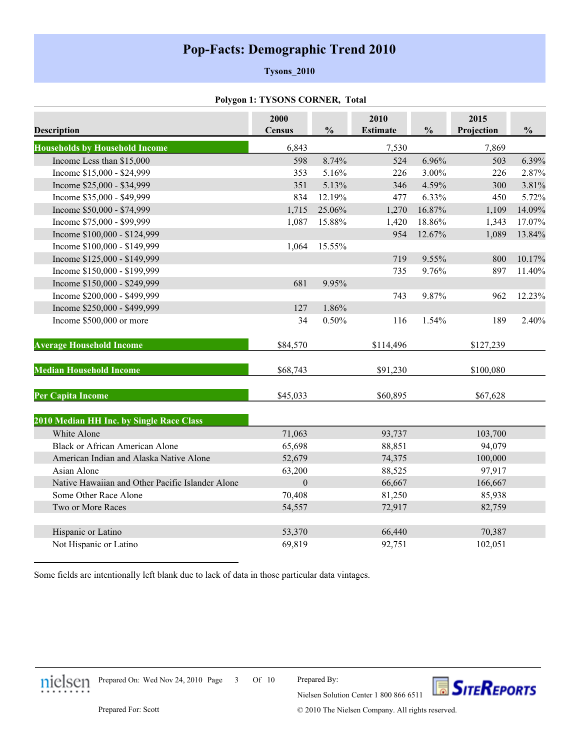# Pop-Facts: Demographic Trend 2010

**Tysons_2010**

**Polygon 1: TYSONS CORNER, Total**

| Description | 2000 Census | % | 2010 Estimate | % | 2015 Projection | % |
|---|---|---|---|---|---|---|
| **Households by Household Income** | 6,843 | | 7,530 | | 7,869 | |
| Income Less than $15,000 | 598 | 8.74% | 524 | 6.96% | 503 | 6.39% |
| Income $15,000 - $24,999 | 353 | 5.16% | 226 | 3.00% | 226 | 2.87% |
| Income $25,000 - $34,999 | 351 | 5.13% | 346 | 4.59% | 300 | 3.81% |
| Income $35,000 - $49,999 | 834 | 12.19% | 477 | 6.33% | 450 | 5.72% |
| Income $50,000 - $74,999 | 1,715 | 25.06% | 1,270 | 16.87% | 1,109 | 14.09% |
| Income $75,000 - $99,999 | 1,087 | 15.88% | 1,420 | 18.86% | 1,343 | 17.07% |
| Income $100,000 - $124,999 | | | 954 | 12.67% | 1,089 | 13.84% |
| Income $100,000 - $149,999 | 1,064 | 15.55% | | | | |
| Income $125,000 - $149,999 | | | 719 | 9.55% | 800 | 10.17% |
| Income $150,000 - $199,999 | | | 735 | 9.76% | 897 | 11.40% |
| Income $150,000 - $249,999 | 681 | 9.95% | | | | |
| Income $200,000 - $499,999 | | | 743 | 9.87% | 962 | 12.23% |
| Income $250,000 - $499,999 | 127 | 1.86% | | | | |
| Income $500,000 or more | 34 | 0.50% | 116 | 1.54% | 189 | 2.40% |
| **Average Household Income** | $84,570 | | $114,496 | | $127,239 | |
| **Median Household Income** | $68,743 | | $91,230 | | $100,080 | |
| **Per Capita Income** | $45,033 | | $60,895 | | $67,628 | |
| **2010 Median HH Inc. by Single Race Class** | | | | | | |
| White Alone | 71,063 | | 93,737 | | 103,700 | |
| Black or African American Alone | 65,698 | | 88,851 | | 94,079 | |
| American Indian and Alaska Native Alone | 52,679 | | 74,375 | | 100,000 | |
| Asian Alone | 63,200 | | 88,525 | | 97,917 | |
| Native Hawaiian and Other Pacific Islander Alone | 0 | | 66,667 | | 166,667 | |
| Some Other Race Alone | 70,408 | | 81,250 | | 85,938 | |
| Two or More Races | 54,557 | | 72,917 | | 82,759 | |
| Hispanic or Latino | 53,370 | | 66,440 | | 70,387 | |
| Not Hispanic or Latino | 69,819 | | 92,751 | | 102,051 | |

Some fields are intentionally left blank due to lack of data in those particular data vintages.

Prepared On: Wed Nov 24, 2010

Prepared For: Scott

Prepared By: Nielsen Solution Center 1 800 866 6511

© 2010 The Nielsen Company. All rights reserved.